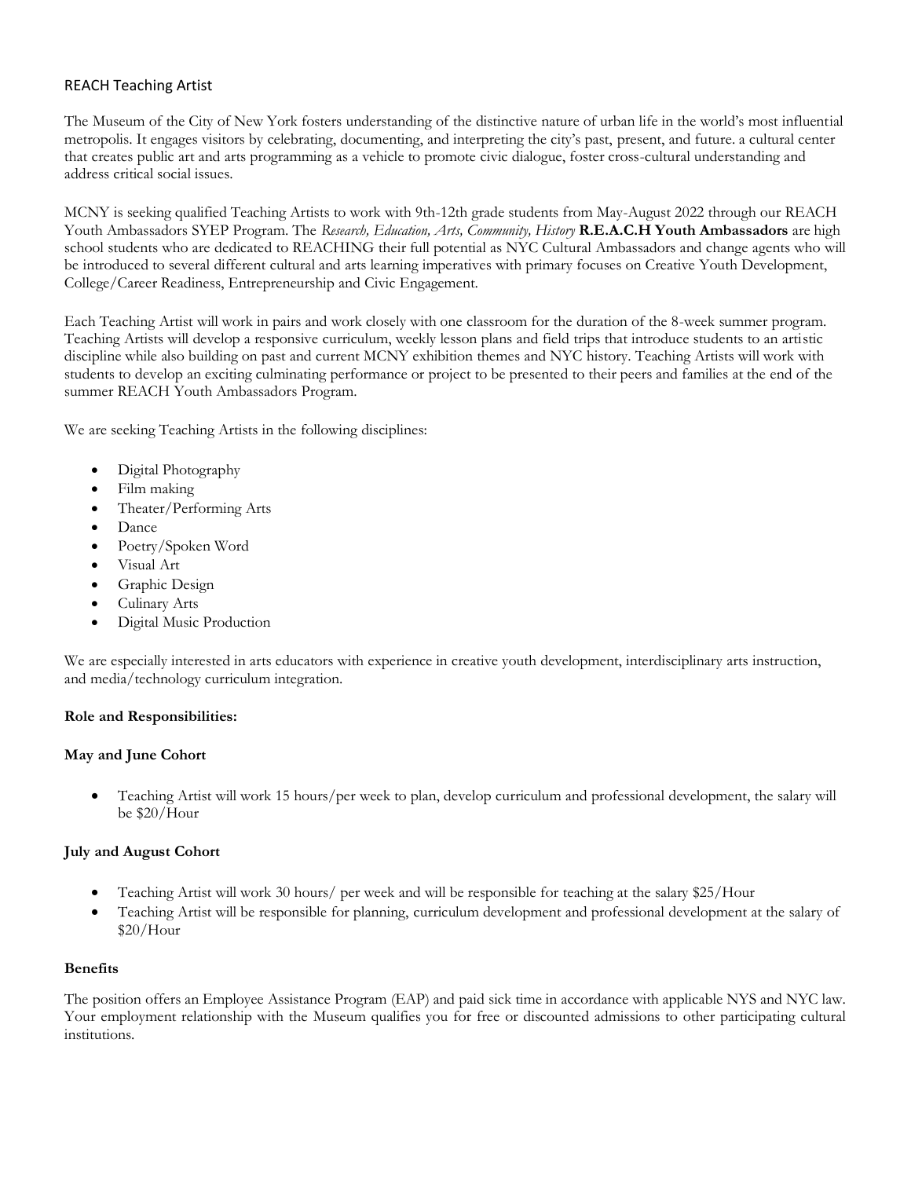# REACH Teaching Artist

The Museum of the City of New York fosters understanding of the distinctive nature of urban life in the world's most influential metropolis. It engages visitors by celebrating, documenting, and interpreting the city's past, present, and future. a cultural center that creates public art and arts programming as a vehicle to promote civic dialogue, foster cross-cultural understanding and address critical social issues.

MCNY is seeking qualified Teaching Artists to work with 9th-12th grade students from May-August 2022 through our REACH Youth Ambassadors SYEP Program. The *Research, Education, Arts, Community, History* **R.E.A.C.H Youth Ambassadors** are high school students who are dedicated to REACHING their full potential as NYC Cultural Ambassadors and change agents who will be introduced to several different cultural and arts learning imperatives with primary focuses on Creative Youth Development, College/Career Readiness, Entrepreneurship and Civic Engagement.

Each Teaching Artist will work in pairs and work closely with one classroom for the duration of the 8-week summer program. Teaching Artists will develop a responsive curriculum, weekly lesson plans and field trips that introduce students to an artistic discipline while also building on past and current MCNY exhibition themes and NYC history. Teaching Artists will work with students to develop an exciting culminating performance or project to be presented to their peers and families at the end of the summer REACH Youth Ambassadors Program.

We are seeking Teaching Artists in the following disciplines:

- Digital Photography
- Film making
- Theater/Performing Arts
- Dance
- Poetry/Spoken Word
- Visual Art
- Graphic Design
- Culinary Arts
- Digital Music Production

We are especially interested in arts educators with experience in creative youth development, interdisciplinary arts instruction, and media/technology curriculum integration.

**Role and Responsibilities:**

**May and June Cohort**

- Teaching Artist will work 15 hours/per week to plan, develop curriculum and professional development, the salary will be $20/Hour

**July and August Cohort**

- Teaching Artist will work 30 hours/ per week and will be responsible for teaching at the salary $25/Hour
- Teaching Artist will be responsible for planning, curriculum development and professional development at the salary of $20/Hour

**Benefits**

The position offers an Employee Assistance Program (EAP) and paid sick time in accordance with applicable NYS and NYC law. Your employment relationship with the Museum qualifies you for free or discounted admissions to other participating cultural institutions.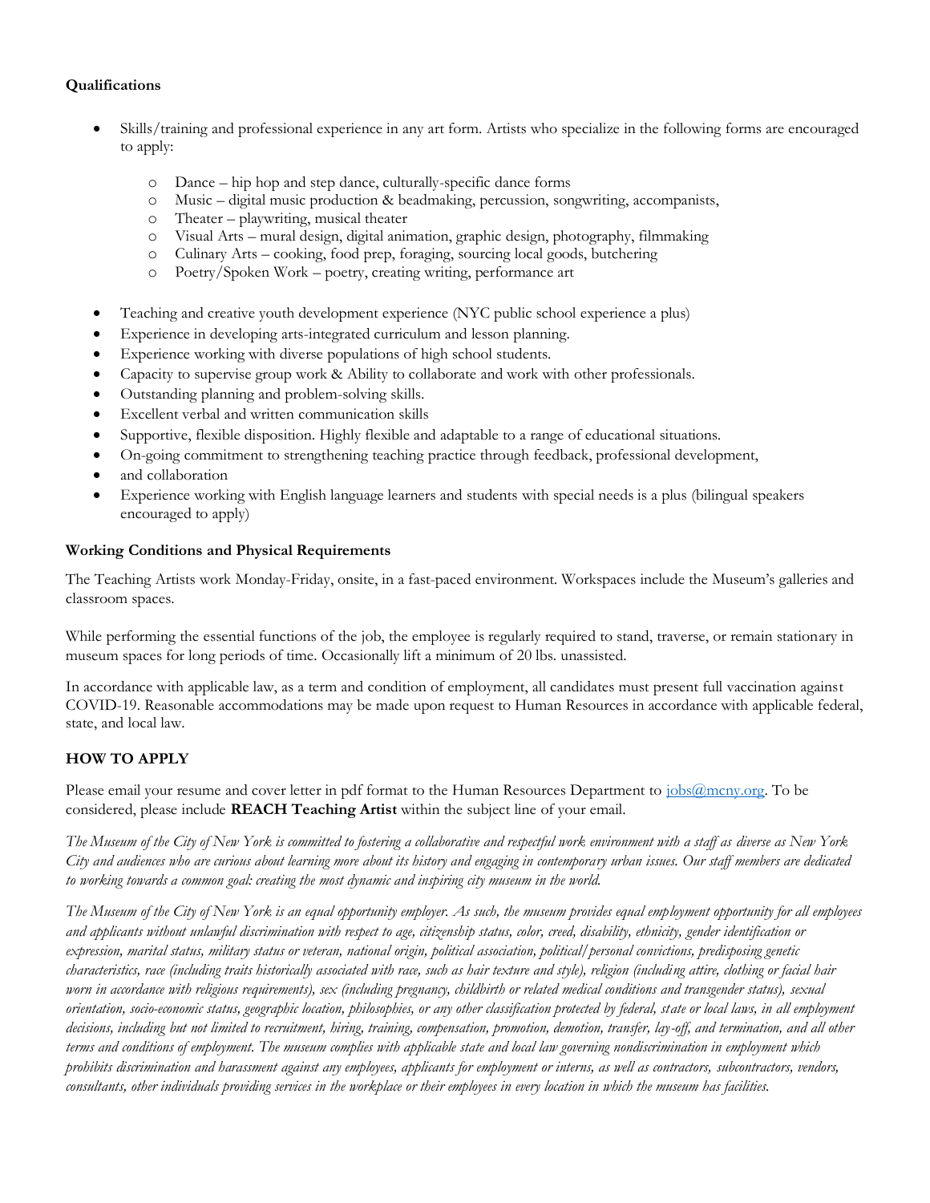**Qualifications**

- Skills/training and professional experience in any art form. Artists who specialize in the following forms are encouraged to apply:
    - Dance – hip hop and step dance, culturally-specific dance forms
    - Music – digital music production & beadmaking, percussion, songwriting, accompanists,
    - Theater – playwriting, musical theater
    - Visual Arts – mural design, digital animation, graphic design, photography, filmmaking
    - Culinary Arts – cooking, food prep, foraging, sourcing local goods, butchering
    - Poetry/Spoken Work – poetry, creating writing, performance art
- Teaching and creative youth development experience (NYC public school experience a plus)
- Experience in developing arts-integrated curriculum and lesson planning.
- Experience working with diverse populations of high school students.
- Capacity to supervise group work & Ability to collaborate and work with other professionals.
- Outstanding planning and problem-solving skills.
- Excellent verbal and written communication skills
- Supportive, flexible disposition. Highly flexible and adaptable to a range of educational situations.
- On-going commitment to strengthening teaching practice through feedback, professional development,
- and collaboration
- Experience working with English language learners and students with special needs is a plus (bilingual speakers encouraged to apply)

**Working Conditions and Physical Requirements**

The Teaching Artists work Monday-Friday, onsite, in a fast-paced environment. Workspaces include the Museum's galleries and classroom spaces.

While performing the essential functions of the job, the employee is regularly required to stand, traverse, or remain stationary in museum spaces for long periods of time. Occasionally lift a minimum of 20 lbs. unassisted.

In accordance with applicable law, as a term and condition of employment, all candidates must present full vaccination against COVID-19. Reasonable accommodations may be made upon request to Human Resources in accordance with applicable federal, state, and local law.

**HOW TO APPLY**

Please email your resume and cover letter in pdf format to the Human Resources Department to jobs@mcny.org. To be considered, please include **REACH Teaching Artist** within the subject line of your email.

*The Museum of the City of New York is committed to fostering a collaborative and respectful work environment with a staff as diverse as New York City and audiences who are curious about learning more about its history and engaging in contemporary urban issues. Our staff members are dedicated to working towards a common goal: creating the most dynamic and inspiring city museum in the world.*

*The Museum of the City of New York is an equal opportunity employer. As such, the museum provides equal employment opportunity for all employees and applicants without unlawful discrimination with respect to age, citizenship status, color, creed, disability, ethnicity, gender identification or expression, marital status, military status or veteran, national origin, political association, political/personal convictions, predisposing genetic characteristics, race (including traits historically associated with race, such as hair texture and style), religion (including attire, clothing or facial hair worn in accordance with religious requirements), sex (including pregnancy, childbirth or related medical conditions and transgender status), sexual orientation, socio-economic status, geographic location, philosophies, or any other classification protected by federal, state or local laws, in all employment decisions, including but not limited to recruitment, hiring, training, compensation, promotion, demotion, transfer, lay-off, and termination, and all other terms and conditions of employment. The museum complies with applicable state and local law governing nondiscrimination in employment which prohibits discrimination and harassment against any employees, applicants for employment or interns, as well as contractors, subcontractors, vendors, consultants, other individuals providing services in the workplace or their employees in every location in which the museum has facilities.*